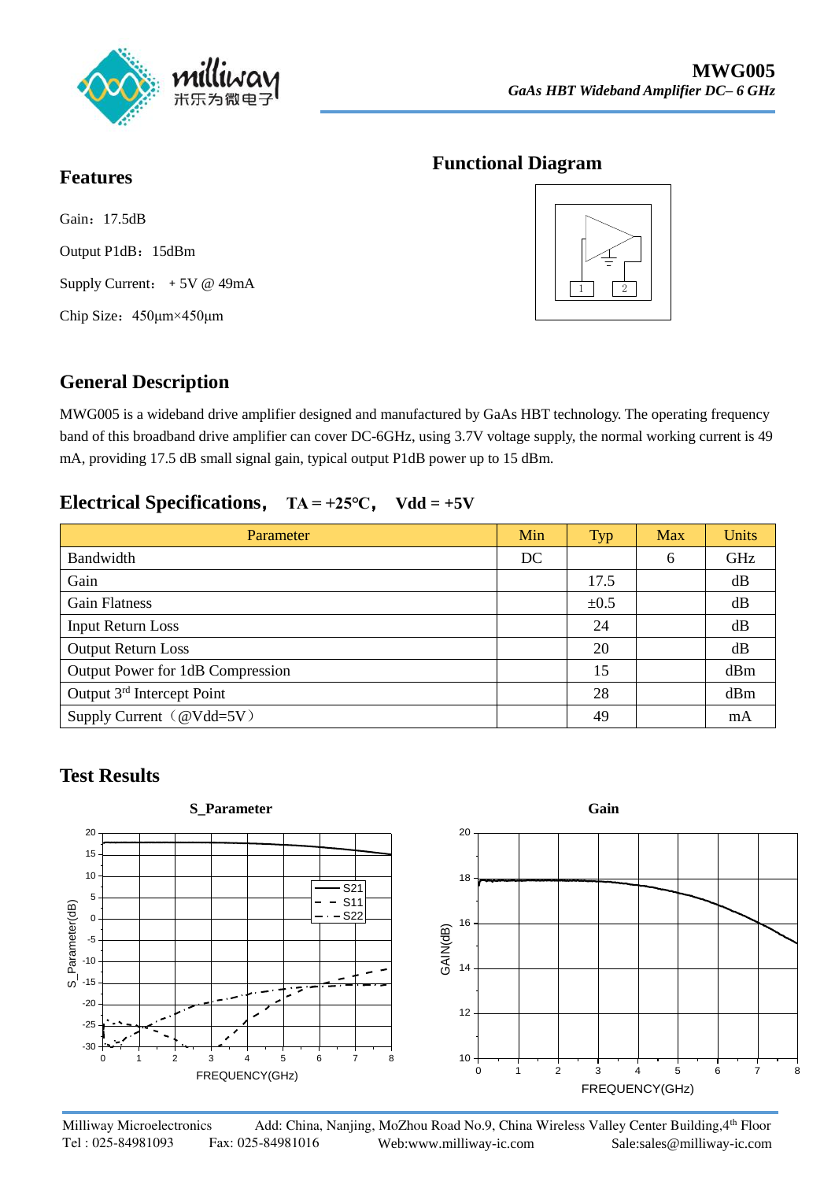# MWG005

*GaAs HBT Wideband Amplifier DC– 6 GHz*

## Features

Gain：17.5dB

Output P1dB：15dBm

Supply Current：＋5V @ 49mA

Chip Size：450μm×450μm

## Functional Diagram

## General Description

MWG005 is a wideband drive amplifier designed and manufactured by GaAs HBT technology. The operating frequency band of this broadband drive amplifier can cover DC-6GHz, using 3.7V voltage supply, the normal working current is 49 mA, providing 17.5 dB small signal gain, typical output P1dB power up to 15 dBm.

## Electrical Specifications， TA = +25°C， Vdd = +5V

| Parameter | Min | Typ | Max | Units |
|---|---|---|---|---|
| Bandwidth | DC | | 6 | GHz |
| Gain | | 17.5 | | dB |
| Gain Flatness | | ±0.5 | | dB |
| Input Return Loss | | 24 | | dB |
| Output Return Loss | | 20 | | dB |
| Output Power for 1dB Compression | | 15 | | dBm |
| Output 3rd Intercept Point | | 28 | | dBm |
| Supply Current（@Vdd=5V） | | 49 | | mA |

## Test Results

**S_Parameter**

**Gain**

Milliway Microelectronics  Add: China, Nanjing, MoZhou Road No.9, China Wireless Valley Center Building,4th Floor
Tel : 025-84981093  Fax: 025-84981016  Web:www.milliway-ic.com  Sale:sales@milliway-ic.com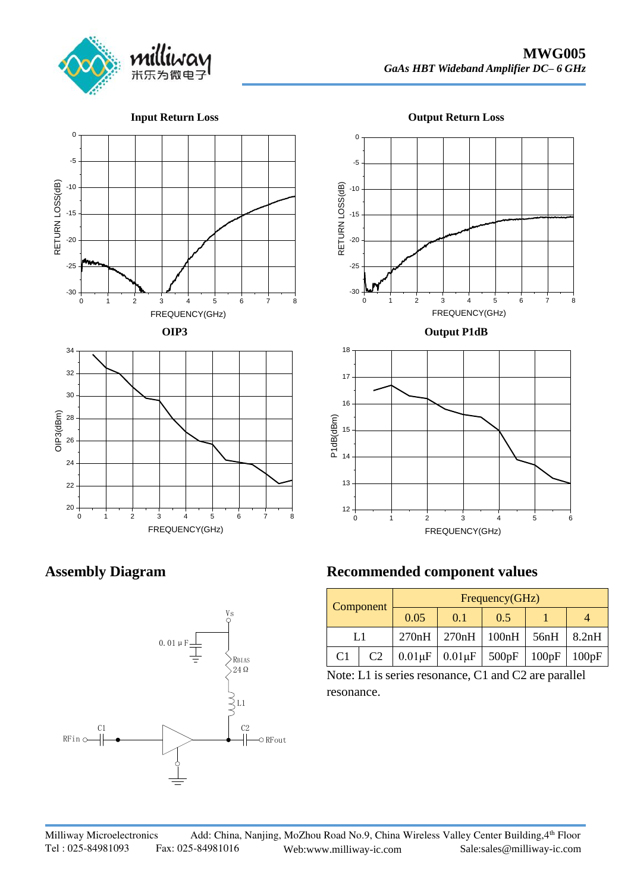**Input Return Loss**

**Output Return Loss**

**OIP3**

**Output P1dB**

## Assembly Diagram

## Recommended component values

| Component | | Frequency(GHz) | | | | |
|---|---|---|---|---|---|---|
| | | 0.05 | 0.1 | 0.5 | 1 | 4 |
| L1 | | 270nH | 270nH | 100nH | 56nH | 8.2nH |
| C1 | C2 | 0.01μF | 0.01μF | 500pF | 100pF | 100pF |

Note: L1 is series resonance, C1 and C2 are parallel resonance.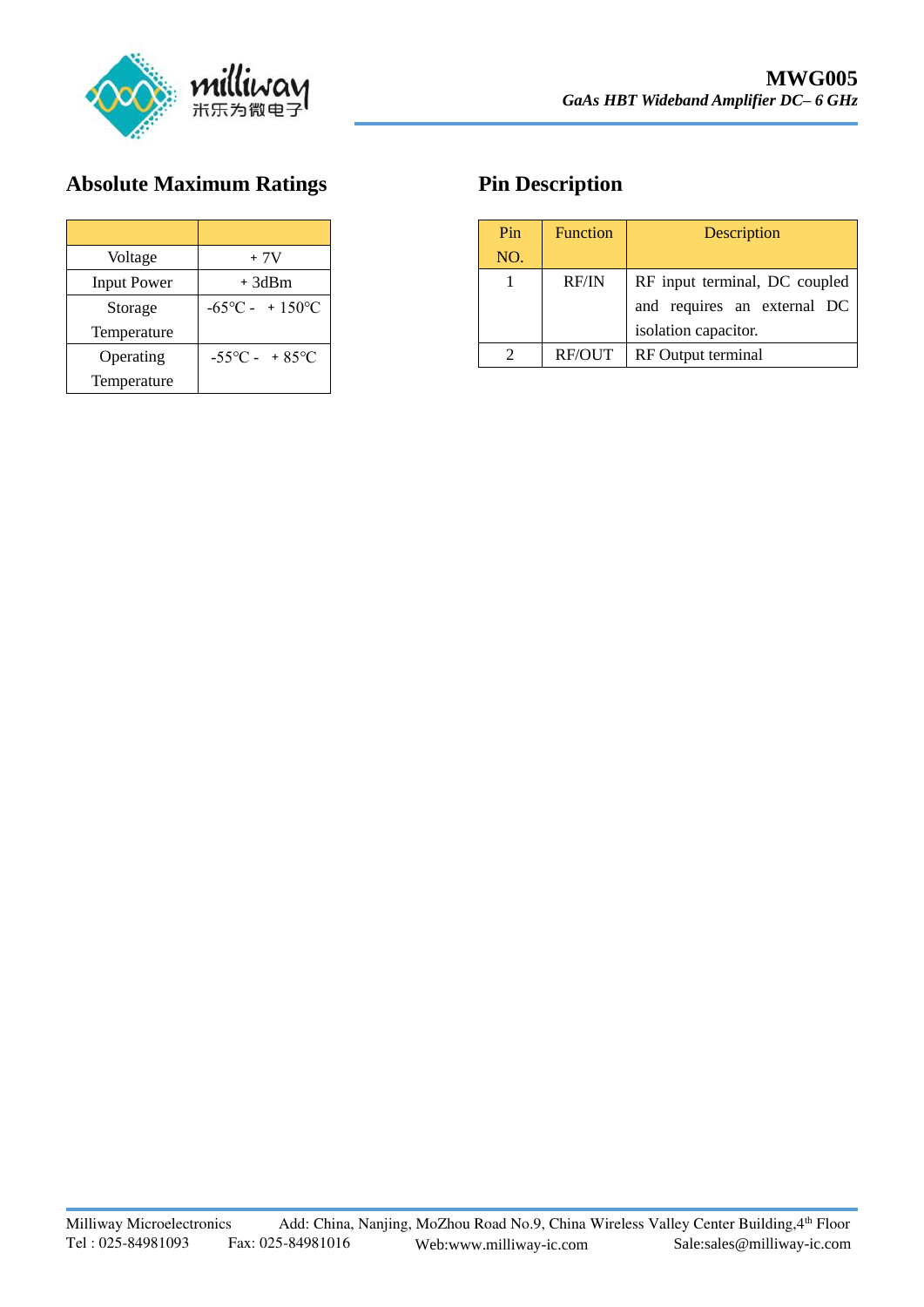## Absolute Maximum Ratings

| | |
|---|---|
| Voltage | + 7V |
| Input Power | + 3dBm |
| Storage Temperature | -65℃ - + 150℃ |
| Operating Temperature | -55℃ - + 85℃ |

## Pin Description

| Pin NO. | Function | Description |
|---|---|---|
| 1 | RF/IN | RF input terminal, DC coupled and requires an external DC isolation capacitor. |
| 2 | RF/OUT | RF Output terminal |